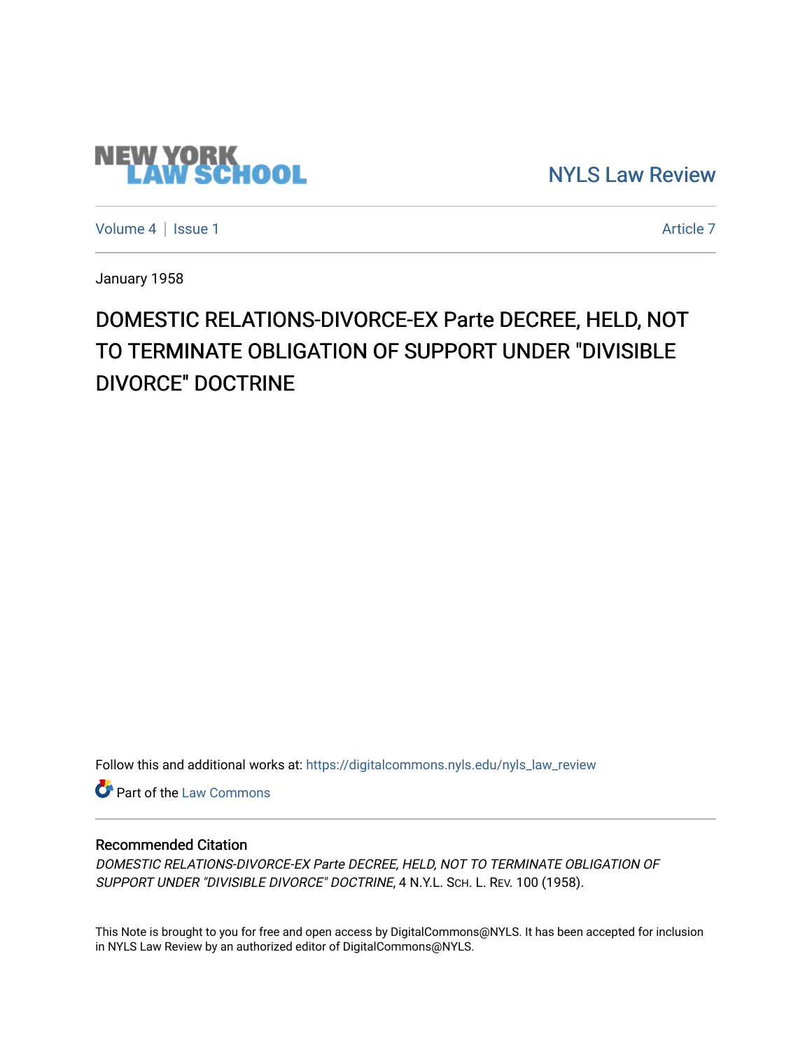NEW YORK LAW SCHOOL

NYLS Law Review

Volume 4 | Issue 1

Article 7

January 1958

# DOMESTIC RELATIONS-DIVORCE-EX Parte DECREE, HELD, NOT TO TERMINATE OBLIGATION OF SUPPORT UNDER "DIVISIBLE DIVORCE" DOCTRINE

Follow this and additional works at: https://digitalcommons.nyls.edu/nyls_law_review

Part of the Law Commons

## Recommended Citation

*DOMESTIC RELATIONS-DIVORCE-EX Parte DECREE, HELD, NOT TO TERMINATE OBLIGATION OF SUPPORT UNDER "DIVISIBLE DIVORCE" DOCTRINE*, 4 N.Y.L. SCH. L. REV. 100 (1958).

This Note is brought to you for free and open access by DigitalCommons@NYLS. It has been accepted for inclusion in NYLS Law Review by an authorized editor of DigitalCommons@NYLS.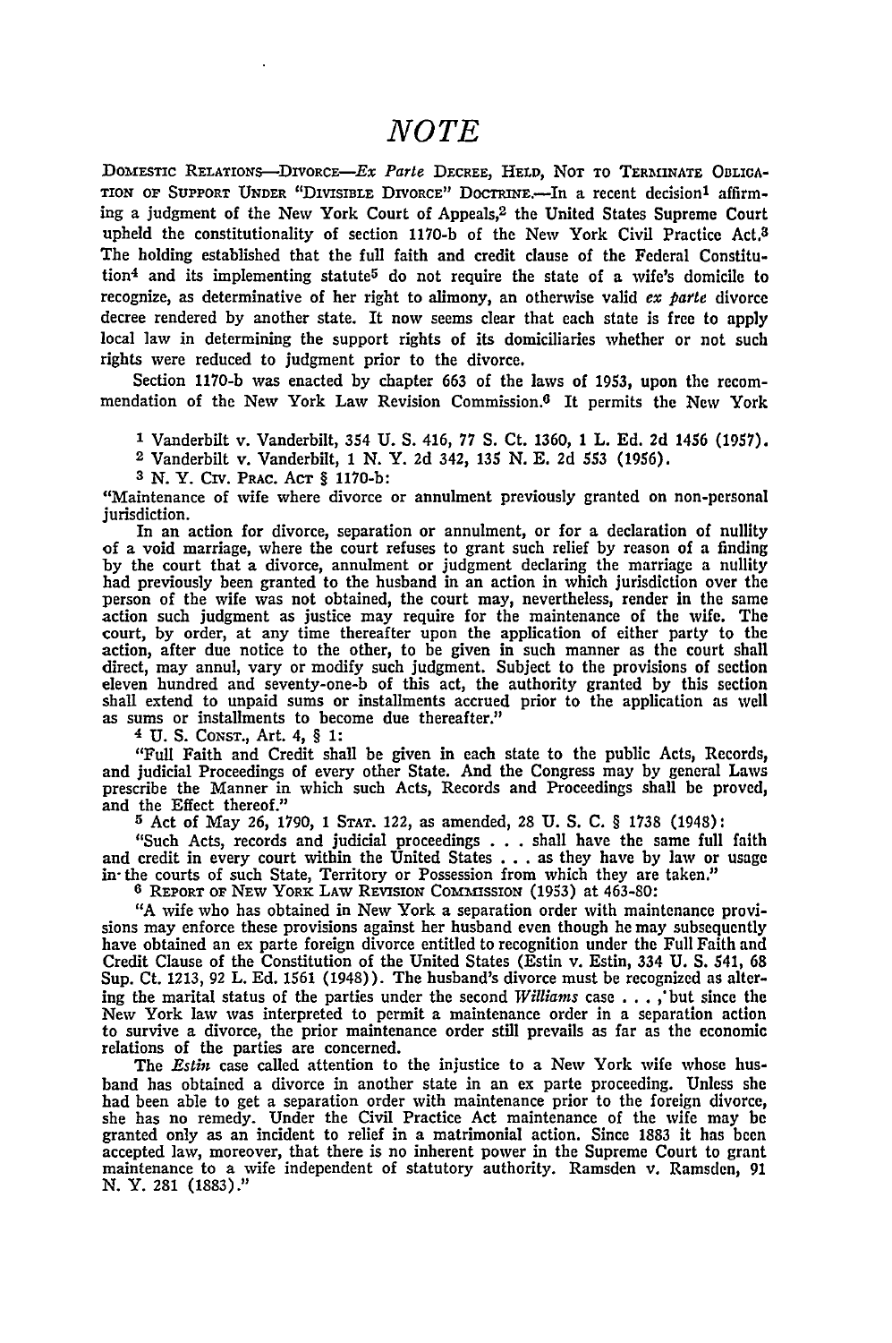# NOTE

DOMESTIC RELATIONS—DIVORCE—*Ex Parte* DECREE, HELD, NOT TO TERMINATE OBLIGATION OF SUPPORT UNDER "DIVISIBLE DIVORCE" DOCTRINE.—In a recent decision[1] affirming a judgment of the New York Court of Appeals,[2] the United States Supreme Court upheld the constitutionality of section 1170-b of the New York Civil Practice Act.[3] The holding established that the full faith and credit clause of the Federal Constitution[4] and its implementing statute[5] do not require the state of a wife's domicile to recognize, as determinative of her right to alimony, an otherwise valid *ex parte* divorce decree rendered by another state. It now seems clear that each state is free to apply local law in determining the support rights of its domiciliaries whether or not such rights were reduced to judgment prior to the divorce.

Section 1170-b was enacted by chapter 663 of the laws of 1953, upon the recommendation of the New York Law Revision Commission.[6] It permits the New York

---

[1] Vanderbilt v. Vanderbilt, 354 U. S. 416, 77 S. Ct. 1360, 1 L. Ed. 2d 1456 (1957).

[2] Vanderbilt v. Vanderbilt, 1 N. Y. 2d 342, 135 N. E. 2d 553 (1956).

[3] N. Y. CIV. PRAC. ACT § 1170-b:

"Maintenance of wife where divorce or annulment previously granted on non-personal jurisdiction.

In an action for divorce, separation or annulment, or for a declaration of nullity of a void marriage, where the court refuses to grant such relief by reason of a finding by the court that a divorce, annulment or judgment declaring the marriage a nullity had previously been granted to the husband in an action in which jurisdiction over the person of the wife was not obtained, the court may, nevertheless, render in the same action such judgment as justice may require for the maintenance of the wife. The court, by order, at any time thereafter upon the application of either party to the action, after due notice to the other, to be given in such manner as the court shall direct, may annul, vary or modify such judgment. Subject to the provisions of section eleven hundred and seventy-one-b of this act, the authority granted by this section shall extend to unpaid sums or installments accrued prior to the application as well as sums or installments to become due thereafter."

[4] U. S. CONST., Art. 4, § 1:

"Full Faith and Credit shall be given in each state to the public Acts, Records, and judicial Proceedings of every other State. And the Congress may by general Laws prescribe the Manner in which such Acts, Records and Proceedings shall be proved, and the Effect thereof."

[5] Act of May 26, 1790, 1 STAT. 122, as amended, 28 U. S. C. § 1738 (1948):

"Such Acts, records and judicial proceedings . . . shall have the same full faith and credit in every court within the United States . . . as they have by law or usage in the courts of such State, Territory or Possession from which they are taken."

[6] REPORT OF NEW YORK LAW REVISION COMMISSION (1953) at 463-80:

"A wife who has obtained in New York a separation order with maintenance provisions may enforce these provisions against her husband even though he may subsequently have obtained an ex parte foreign divorce entitled to recognition under the Full Faith and Credit Clause of the Constitution of the United States (Estin v. Estin, 334 U. S. 541, 68 Sup. Ct. 1213, 92 L. Ed. 1561 (1948)). The husband's divorce must be recognized as altering the marital status of the parties under the second *Williams* case . . . , but since the New York law was interpreted to permit a maintenance order in a separation action to survive a divorce, the prior maintenance order still prevails as far as the economic relations of the parties are concerned.

The *Estin* case called attention to the injustice to a New York wife whose husband has obtained a divorce in another state in an ex parte proceeding. Unless she had been able to get a separation order with maintenance prior to the foreign divorce, she has no remedy. Under the Civil Practice Act maintenance of the wife may be granted only as an incident to relief in a matrimonial action. Since 1883 it has been accepted law, moreover, that there is no inherent power in the Supreme Court to grant maintenance to a wife independent of statutory authority. Ramsden v. Ramsden, 91 N. Y. 281 (1883)."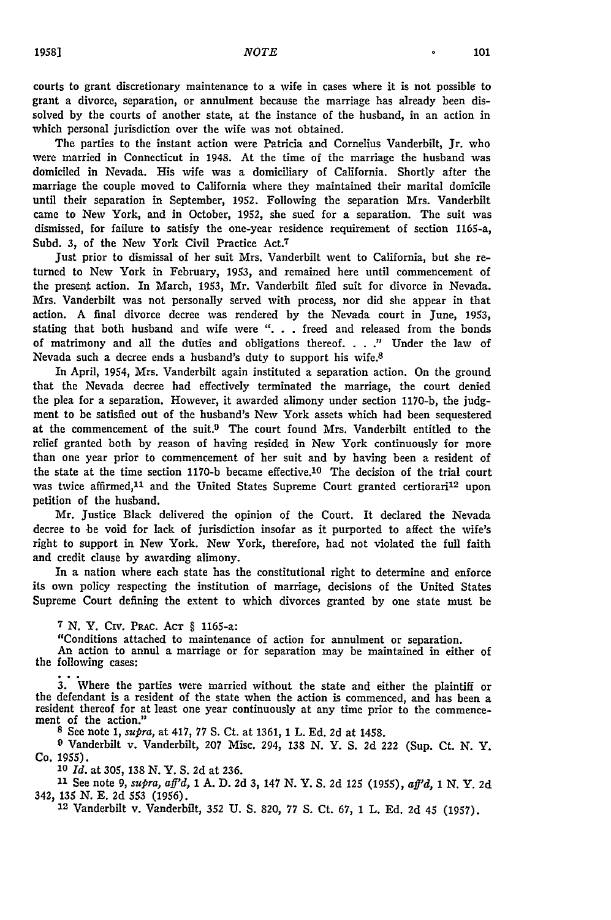courts to grant discretionary maintenance to a wife in cases where it is not possible to grant a divorce, separation, or annulment because the marriage has already been dissolved by the courts of another state, at the instance of the husband, in an action in which personal jurisdiction over the wife was not obtained.

The parties to the instant action were Patricia and Cornelius Vanderbilt, Jr. who were married in Connecticut in 1948. At the time of the marriage the husband was domiciled in Nevada. His wife was a domiciliary of California. Shortly after the marriage the couple moved to California where they maintained their marital domicile until their separation in September, 1952. Following the separation Mrs. Vanderbilt came to New York, and in October, 1952, she sued for a separation. The suit was dismissed, for failure to satisfy the one-year residence requirement of section 1165-a, Subd. 3, of the New York Civil Practice Act.[7]

Just prior to dismissal of her suit Mrs. Vanderbilt went to California, but she returned to New York in February, 1953, and remained here until commencement of the present action. In March, 1953, Mr. Vanderbilt filed suit for divorce in Nevada. Mrs. Vanderbilt was not personally served with process, nor did she appear in that action. A final divorce decree was rendered by the Nevada court in June, 1953, stating that both husband and wife were ". . . freed and released from the bonds of matrimony and all the duties and obligations thereof. . . ." Under the law of Nevada such a decree ends a husband's duty to support his wife.[8]

In April, 1954, Mrs. Vanderbilt again instituted a separation action. On the ground that the Nevada decree had effectively terminated the marriage, the court denied the plea for a separation. However, it awarded alimony under section 1170-b, the judgment to be satisfied out of the husband's New York assets which had been sequestered at the commencement of the suit.[9] The court found Mrs. Vanderbilt entitled to the relief granted both by reason of having resided in New York continuously for more than one year prior to commencement of her suit and by having been a resident of the state at the time section 1170-b became effective.[10] The decision of the trial court was twice affirmed,[11] and the United States Supreme Court granted certiorari[12] upon petition of the husband.

Mr. Justice Black delivered the opinion of the Court. It declared the Nevada decree to be void for lack of jurisdiction insofar as it purported to affect the wife's right to support in New York. New York, therefore, had not violated the full faith and credit clause by awarding alimony.

In a nation where each state has the constitutional right to determine and enforce its own policy respecting the institution of marriage, decisions of the United States Supreme Court defining the extent to which divorces granted by one state must be

---

[7] N. Y. Civ. Prac. Act § 1165-a:

"Conditions attached to maintenance of action for annulment or separation.

An action to annul a marriage or for separation may be maintained in either of the following cases:

. . .

3. Where the parties were married without the state and either the plaintiff or the defendant is a resident of the state when the action is commenced, and has been a resident thereof for at least one year continuously at any time prior to the commencement of the action."

[8] See note 1, *supra*, at 417, 77 S. Ct. at 1361, 1 L. Ed. 2d at 1458.

[9] Vanderbilt v. Vanderbilt, 207 Misc. 294, 138 N. Y. S. 2d 222 (Sup. Ct. N. Y. Co. 1955).

[10] *Id.* at 305, 138 N. Y. S. 2d at 236.

[11] See note 9, *supra, aff'd,* 1 A. D. 2d 3, 147 N. Y. S. 2d 125 (1955), *aff'd,* 1 N. Y. 2d 342, 135 N. E. 2d 553 (1956).

[12] Vanderbilt v. Vanderbilt, 352 U. S. 820, 77 S. Ct. 67, 1 L. Ed. 2d 45 (1957).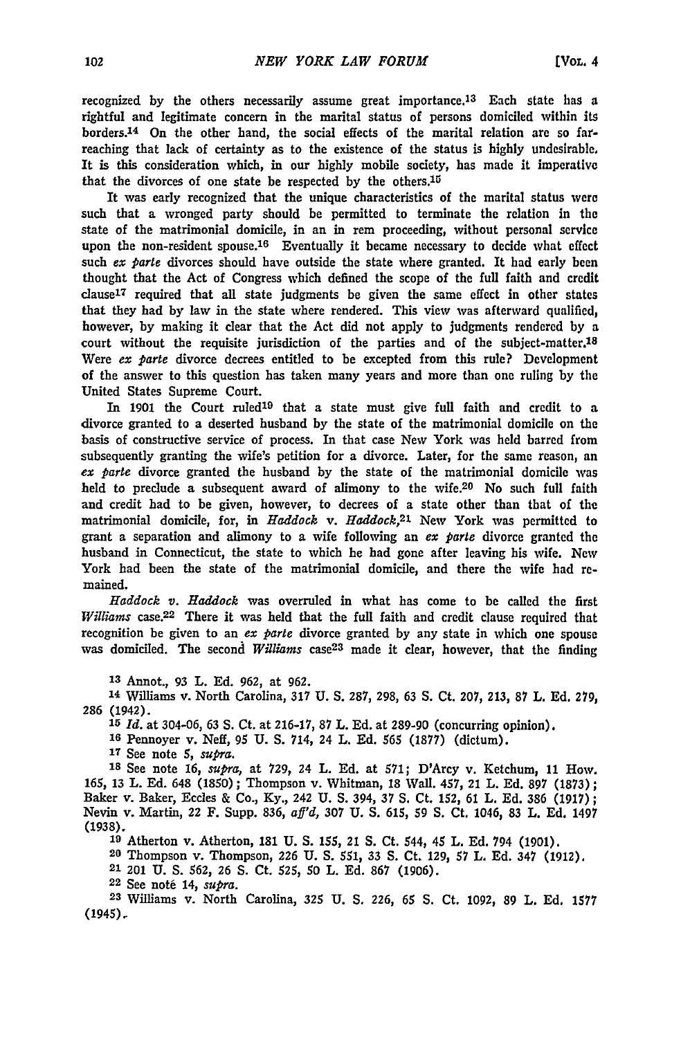recognized by the others necessarily assume great importance.[13] Each state has a rightful and legitimate concern in the marital status of persons domiciled within its borders.[14] On the other hand, the social effects of the marital relation are so far-reaching that lack of certainty as to the existence of the status is highly undesirable. It is this consideration which, in our highly mobile society, has made it imperative that the divorces of one state be respected by the others.[15]

It was early recognized that the unique characteristics of the marital status were such that a wronged party should be permitted to terminate the relation in the state of the matrimonial domicile, in an in rem proceeding, without personal service upon the non-resident spouse.[16] Eventually it became necessary to decide what effect such *ex parte* divorces should have outside the state where granted. It had early been thought that the Act of Congress which defined the scope of the full faith and credit clause[17] required that all state judgments be given the same effect in other states that they had by law in the state where rendered. This view was afterward qualified, however, by making it clear that the Act did not apply to judgments rendered by a court without the requisite jurisdiction of the parties and of the subject-matter.[18] Were *ex parte* divorce decrees entitled to be excepted from this rule? Development of the answer to this question has taken many years and more than one ruling by the United States Supreme Court.

In 1901 the Court ruled[19] that a state must give full faith and credit to a divorce granted to a deserted husband by the state of the matrimonial domicile on the basis of constructive service of process. In that case New York was held barred from subsequently granting the wife's petition for a divorce. Later, for the same reason, an *ex parte* divorce granted the husband by the state of the matrimonial domicile was held to preclude a subsequent award of alimony to the wife.[20] No such full faith and credit had to be given, however, to decrees of a state other than that of the matrimonial domicile, for, in *Haddock v. Haddock*,[21] New York was permitted to grant a separation and alimony to a wife following an *ex parte* divorce granted the husband in Connecticut, the state to which he had gone after leaving his wife. New York had been the state of the matrimonial domicile, and there the wife had remained.

*Haddock v. Haddock* was overruled in what has come to be called the first *Williams* case.[22] There it was held that the full faith and credit clause required that recognition be given to an *ex parte* divorce granted by any state in which one spouse was domiciled. The second *Williams* case[23] made it clear, however, that the finding

---

13 Annot., 93 L. Ed. 962, at 962.

14 Williams v. North Carolina, 317 U. S. 287, 298, 63 S. Ct. 207, 213, 87 L. Ed. 279, 286 (1942).

15 *Id.* at 304-06, 63 S. Ct. at 216-17, 87 L. Ed. at 289-90 (concurring opinion).

16 Pennoyer v. Neff, 95 U. S. 714, 24 L. Ed. 565 (1877) (dictum).

17 See note 5, *supra*.

18 See note 16, *supra*, at 729, 24 L. Ed. at 571; D'Arcy v. Ketchum, 11 How. 165, 13 L. Ed. 648 (1850); Thompson v. Whitman, 18 Wall. 457, 21 L. Ed. 897 (1873); Baker v. Baker, Eccles & Co., Ky., 242 U. S. 394, 37 S. Ct. 152, 61 L. Ed. 386 (1917); Nevin v. Martin, 22 F. Supp. 836, *aff'd*, 307 U. S. 615, 59 S. Ct. 1046, 83 L. Ed. 1497 (1938).

19 Atherton v. Atherton, 181 U. S. 155, 21 S. Ct. 544, 45 L. Ed. 794 (1901).

20 Thompson v. Thompson, 226 U. S. 551, 33 S. Ct. 129, 57 L. Ed. 347 (1912).

21 201 U. S. 562, 26 S. Ct. 525, 50 L. Ed. 867 (1906).

22 See note 14, *supra*.

23 Williams v. North Carolina, 325 U. S. 226, 65 S. Ct. 1092, 89 L. Ed. 1577 (1945).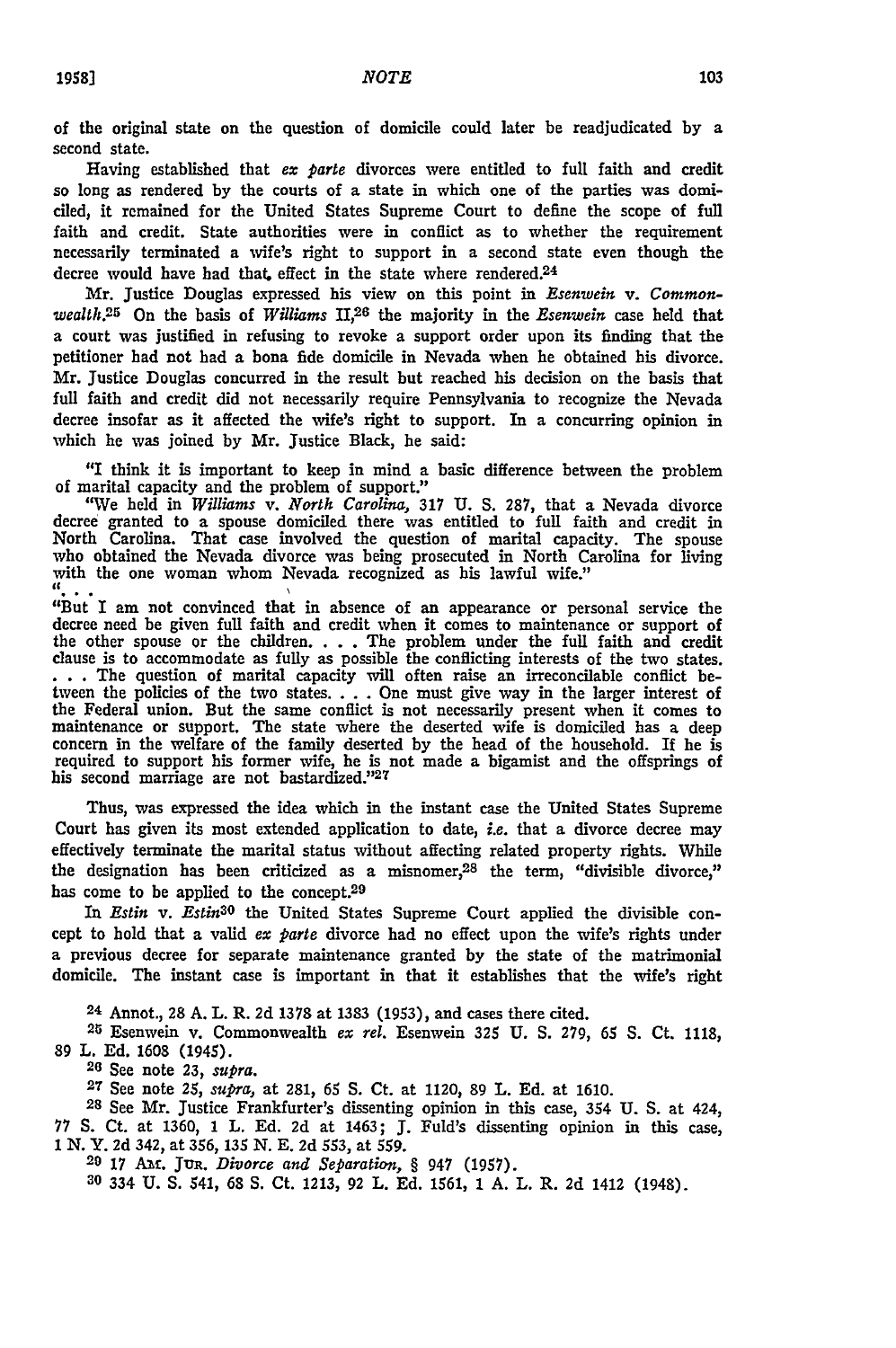of the original state on the question of domicile could later be readjudicated by a second state.

Having established that *ex parte* divorces were entitled to full faith and credit so long as rendered by the courts of a state in which one of the parties was domiciled, it remained for the United States Supreme Court to define the scope of full faith and credit. State authorities were in conflict as to whether the requirement necessarily terminated a wife's right to support in a second state even though the decree would have had that effect in the state where rendered.[24]

Mr. Justice Douglas expressed his view on this point in *Esenwein v. Commonwealth*.[25] On the basis of *Williams* II,[26] the majority in the *Esenwein* case held that a court was justified in refusing to revoke a support order upon its finding that the petitioner had not had a bona fide domicile in Nevada when he obtained his divorce. Mr. Justice Douglas concurred in the result but reached his decision on the basis that full faith and credit did not necessarily require Pennsylvania to recognize the Nevada decree insofar as it affected the wife's right to support. In a concurring opinion in which he was joined by Mr. Justice Black, he said:

> "I think it is important to keep in mind a basic difference between the problem of marital capacity and the problem of support."
>
> "We held in *Williams v. North Carolina*, 317 U. S. 287, that a Nevada divorce decree granted to a spouse domiciled there was entitled to full faith and credit in North Carolina. That case involved the question of marital capacity. The spouse who obtained the Nevada divorce was being prosecuted in North Carolina for living with the one woman whom Nevada recognized as his lawful wife."
>
> ". . .
>
> "But I am not convinced that in absence of an appearance or personal service the decree need be given full faith and credit when it comes to maintenance or support of the other spouse or the children. . . . The problem under the full faith and credit clause is to accommodate as fully as possible the conflicting interests of the two states. . . . The question of marital capacity will often raise an irreconcilable conflict between the policies of the two states. . . . One must give way in the larger interest of the Federal union. But the same conflict is not necessarily present when it comes to maintenance or support. The state where the deserted wife is domiciled has a deep concern in the welfare of the family deserted by the head of the household. If he is required to support his former wife, he is not made a bigamist and the offsprings of his second marriage are not bastardized."[27]

Thus, was expressed the idea which in the instant case the United States Supreme Court has given its most extended application to date, *i.e.* that a divorce decree may effectively terminate the marital status without affecting related property rights. While the designation has been criticized as a misnomer,[28] the term, "divisible divorce," has come to be applied to the concept.[29]

In *Estin v. Estin*[30] the United States Supreme Court applied the divisible concept to hold that a valid *ex parte* divorce had no effect upon the wife's rights under a previous decree for separate maintenance granted by the state of the matrimonial domicile. The instant case is important in that it establishes that the wife's right

---

[24] Annot., 28 A. L. R. 2d 1378 at 1383 (1953), and cases there cited.

[25] Esenwein v. Commonwealth *ex rel.* Esenwein 325 U. S. 279, 65 S. Ct. 1118, 89 L. Ed. 1608 (1945).

[26] See note 23, *supra.*

[27] See note 25, *supra,* at 281, 65 S. Ct. at 1120, 89 L. Ed. at 1610.

[28] See Mr. Justice Frankfurter's dissenting opinion in this case, 354 U. S. at 424, 77 S. Ct. at 1360, 1 L. Ed. 2d at 1463; J. Fuld's dissenting opinion in this case, 1 N. Y. 2d 342, at 356, 135 N. E. 2d 553, at 559.

[29] 17 AM. JUR. *Divorce and Separation,* § 947 (1957).

[30] 334 U. S. 541, 68 S. Ct. 1213, 92 L. Ed. 1561, 1 A. L. R. 2d 1412 (1948).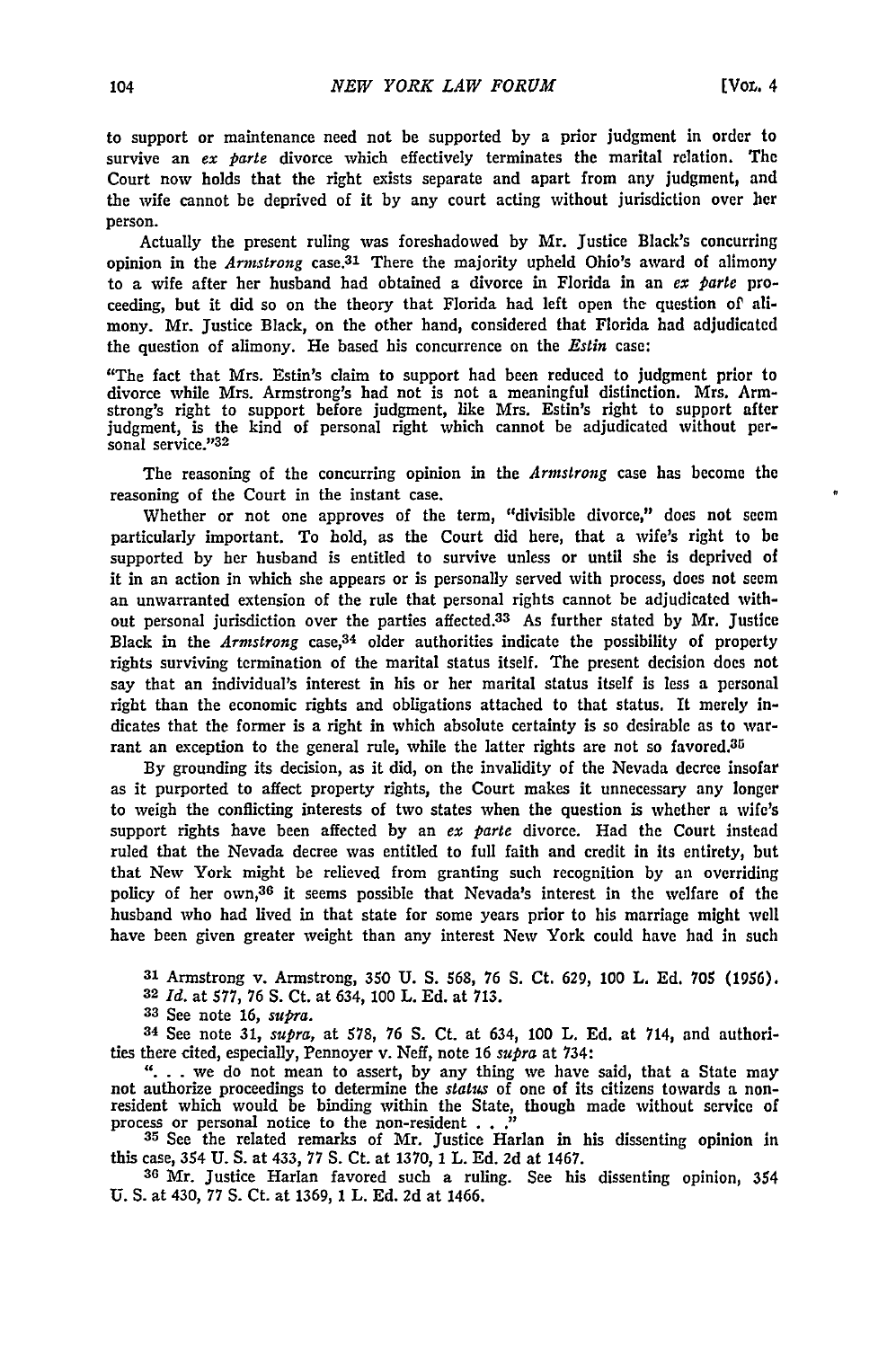to support or maintenance need not be supported by a prior judgment in order to survive an *ex parte* divorce which effectively terminates the marital relation. The Court now holds that the right exists separate and apart from any judgment, and the wife cannot be deprived of it by any court acting without jurisdiction over her person.

Actually the present ruling was foreshadowed by Mr. Justice Black's concurring opinion in the *Armstrong* case.[31] There the majority upheld Ohio's award of alimony to a wife after her husband had obtained a divorce in Florida in an *ex parte* proceeding, but it did so on the theory that Florida had left open the question of alimony. Mr. Justice Black, on the other hand, considered that Florida had adjudicated the question of alimony. He based his concurrence on the *Estin* case:

> "The fact that Mrs. Estin's claim to support had been reduced to judgment prior to divorce while Mrs. Armstrong's had not is not a meaningful distinction. Mrs. Armstrong's right to support before judgment, like Mrs. Estin's right to support after judgment, is the kind of personal right which cannot be adjudicated without personal service."[32]

The reasoning of the concurring opinion in the *Armstrong* case has become the reasoning of the Court in the instant case.

Whether or not one approves of the term, "divisible divorce," does not seem particularly important. To hold, as the Court did here, that a wife's right to be supported by her husband is entitled to survive unless or until she is deprived of it in an action in which she appears or is personally served with process, does not seem an unwarranted extension of the rule that personal rights cannot be adjudicated without personal jurisdiction over the parties affected.[33] As further stated by Mr. Justice Black in the *Armstrong* case,[34] older authorities indicate the possibility of property rights surviving termination of the marital status itself. The present decision does not say that an individual's interest in his or her marital status itself is less a personal right than the economic rights and obligations attached to that status. It merely indicates that the former is a right in which absolute certainty is so desirable as to warrant an exception to the general rule, while the latter rights are not so favored.[35]

By grounding its decision, as it did, on the invalidity of the Nevada decree insofar as it purported to affect property rights, the Court makes it unnecessary any longer to weigh the conflicting interests of two states when the question is whether a wife's support rights have been affected by an *ex parte* divorce. Had the Court instead ruled that the Nevada decree was entitled to full faith and credit in its entirety, but that New York might be relieved from granting such recognition by an overriding policy of her own,[36] it seems possible that Nevada's interest in the welfare of the husband who had lived in that state for some years prior to his marriage might well have been given greater weight than any interest New York could have had in such

---

[31] Armstrong v. Armstrong, 350 U. S. 568, 76 S. Ct. 629, 100 L. Ed. 705 (1956).

[32] *Id.* at 577, 76 S. Ct. at 634, 100 L. Ed. at 713.

[33] See note 16, *supra.*

[34] See note 31, *supra,* at 578, 76 S. Ct. at 634, 100 L. Ed. at 714, and authorities there cited, especially, Pennoyer v. Neff, note 16 *supra* at 734:

> ". . . we do not mean to assert, by any thing we have said, that a State may not authorize proceedings to determine the *status* of one of its citizens towards a non-resident which would be binding within the State, though made without service of process or personal notice to the non-resident . . ."

[35] See the related remarks of Mr. Justice Harlan in his dissenting opinion in this case, 354 U. S. at 433, 77 S. Ct. at 1370, 1 L. Ed. 2d at 1467.

[36] Mr. Justice Harlan favored such a ruling. See his dissenting opinion, 354 U. S. at 430, 77 S. Ct. at 1369, 1 L. Ed. 2d at 1466.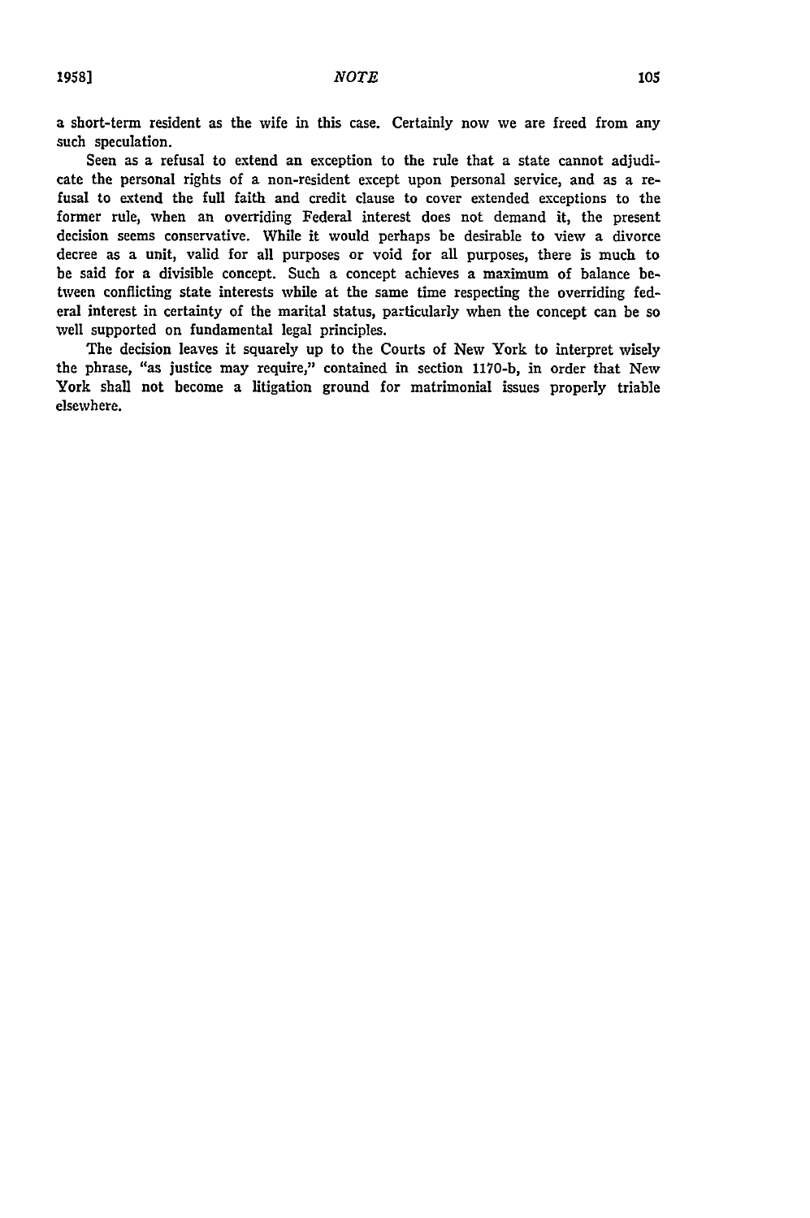a short-term resident as the wife in this case. Certainly now we are freed from any such speculation.

Seen as a refusal to extend an exception to the rule that a state cannot adjudicate the personal rights of a non-resident except upon personal service, and as a refusal to extend the full faith and credit clause to cover extended exceptions to the former rule, when an overriding Federal interest does not demand it, the present decision seems conservative. While it would perhaps be desirable to view a divorce decree as a unit, valid for all purposes or void for all purposes, there is much to be said for a divisible concept. Such a concept achieves a maximum of balance between conflicting state interests while at the same time respecting the overriding federal interest in certainty of the marital status, particularly when the concept can be so well supported on fundamental legal principles.

The decision leaves it squarely up to the Courts of New York to interpret wisely the phrase, "as justice may require," contained in section 1170-b, in order that New York shall not become a litigation ground for matrimonial issues properly triable elsewhere.